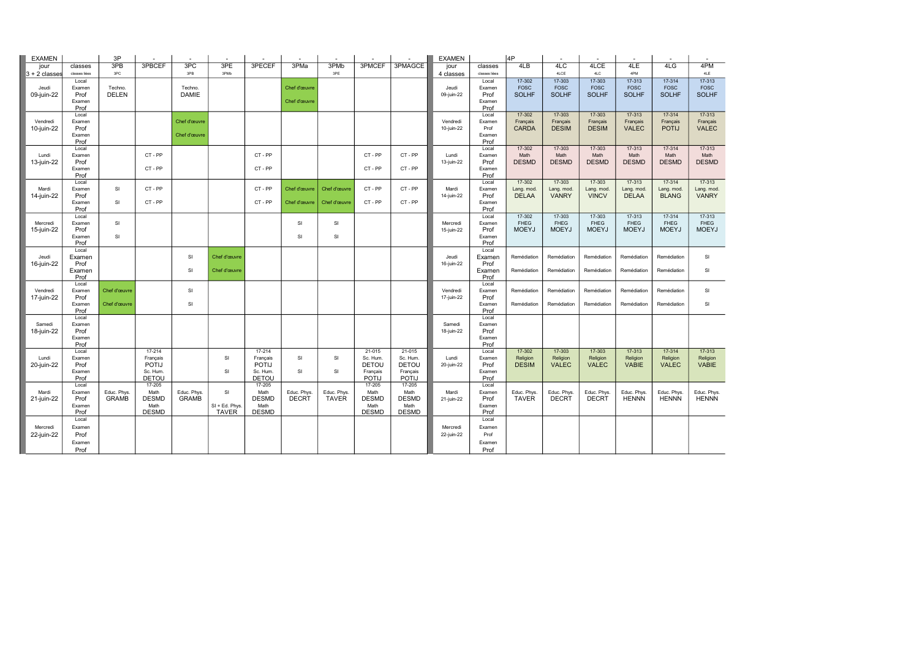| EXAMEN | | 3P | - | - | - | - | - | - | - | - |
|---|---|---|---|---|---|---|---|---|---|---|
| jour | classes | 3PB | 3PBCEF | 3PC | 3PE | 3PECEF | 3PMa | 3PMb | 3PMCEF | 3PMAGCE |
| 3 + 2 classes | classes liées | 3PC | | 3PB | 3PMb | | | 3PE | | |
| Jeudi | Local | | | | | | | | | |
| 09-juin-22 | Examen | Techno. | | Techno. | | | Chef d'œuvre | | | |
| | Prof | DELEN | | DAMIE | | | | | | |
| | Examen | | | | | | Chef d'œuvre | | | |
| | Prof | | | | | | | | | |
| Vendredi | Local | | | | | | | | | |
| 10-juin-22 | Examen | | | Chef d'œuvre | | | | | | |
| | Prof | | | | | | | | | |
| | Examen | | | Chef d'œuvre | | | | | | |
| | Prof | | | | | | | | | |
| Lundi | Local | | | | | | | | | |
| 13-juin-22 | Examen | | CT - PP | | | CT - PP | | | CT - PP | CT - PP |
| | Prof | | | | | | | | | |
| | Examen | | CT - PP | | | CT - PP | | | CT - PP | CT - PP |
| | Prof | | | | | | | | | |
| Mardi | Local | | | | | | | | | |
| 14-juin-22 | Examen | SI | CT - PP | | | CT - PP | Chef d'œuvre | Chef d'œuvre | CT - PP | CT - PP |
| | Prof | | | | | | | | | |
| | Examen | SI | CT - PP | | | CT - PP | Chef d'œuvre | Chef d'œuvre | CT - PP | CT - PP |
| | Prof | | | | | | | | | |
| Mercredi | Local | | | | | | | | | |
| 15-juin-22 | Examen | SI | | | | | SI | SI | | |
| | Prof | | | | | | | | | |
| | Examen | SI | | | | | SI | SI | | |
| | Prof | | | | | | | | | |
| Jeudi | Local | | | | | | | | | |
| 16-juin-22 | Examen | | | SI | Chef d'œuvre | | | | | |
| | Prof | | | | | | | | | |
| | Examen | | | SI | Chef d'œuvre | | | | | |
| | Prof | | | | | | | | | |
| Vendredi | Local | | | | | | | | | |
| 17-juin-22 | Examen | Chef d'œuvre | | SI | | | | | | |
| | Prof | | | | | | | | | |
| | Examen | Chef d'œuvre | | SI | | | | | | |
| | Prof | | | | | | | | | |
| Samedi | Local | | | | | | | | | |
| 18-juin-22 | Examen | | | | | | | | | |
| | Prof | | | | | | | | | |
| | Examen | | | | | | | | | |
| | Prof | | | | | | | | | |
| Lundi | Local | | 17-214 | | | 17-214 | | | 21-015 | 21-015 |
| 20-juin-22 | Examen | | Français | | SI | Français | SI | SI | Sc. Hum. | Sc. Hum. |
| | Prof | | POTIJ | | | POTIJ | | | DETOU | DETOU |
| | Examen | | Sc. Hum. | | SI | Sc. Hum. | SI | SI | Français | Français |
| | Prof | | DETOU | | | DETOU | | | POTIJ | POTIJ |
| Mardi | Local | | 17-205 | | | 17-205 | | | 17-205 | 17-205 |
| 21-juin-22 | Examen | Educ. Phys. | Math | Educ. Phys. | SI | Math | Educ. Phys. | Educ. Phys. | Math | Math |
| | Prof | GRAMB | DESMD | GRAMB | | DESMD | DECRT | TAVER | DESMD | DESMD |
| | Examen | | Math | | SI + Ed. Phys. | Math | | | Math | Math |
| | Prof | | DESMD | | TAVER | DESMD | | | DESMD | DESMD |
| Mercredi | Local | | | | | | | | | |
| 22-juin-22 | Examen | | | | | | | | | |
| | Prof | | | | | | | | | |
| | Examen | | | | | | | | | |
| | Prof | | | | | | | | | |

| EXAMEN | | 4P | - | - | - | - | - |
|---|---|---|---|---|---|---|---|
| jour | classes | 4LB | 4LC | 4LCE | 4LE | 4LG | 4PM |
| 4 classes | classes liées | | 4LCE | 4LC | 4PM | | 4LE |
| Jeudi | Local | 17-302 | 17-303 | 17-303 | 17-313 | 17-314 | 17-313 |
| 09-juin-22 | Examen | FOSC | FOSC | FOSC | FOSC | FOSC | FOSC |
| | Prof | SOLHF | SOLHF | SOLHF | SOLHF | SOLHF | SOLHF |
| | Examen | | | | | | |
| | Prof | | | | | | |
| Vendredi | Local | 17-302 | 17-303 | 17-303 | 17-313 | 17-314 | 17-313 |
| 10-juin-22 | Examen | Français | Français | Français | Français | Français | Français |
| | Prof | CARDA | DESIM | DESIM | VALEC | POTIJ | VALEC |
| | Examen | | | | | | |
| | Prof | | | | | | |
| Lundi | Local | 17-302 | 17-303 | 17-303 | 17-313 | 17-314 | 17-313 |
| 13-juin-22 | Examen | Math | Math | Math | Math | Math | Math |
| | Prof | DESMD | DESMD | DESMD | DESMD | DESMD | DESMD |
| | Examen | | | | | | |
| | Prof | | | | | | |
| Mardi | Local | 17-302 | 17-303 | 17-303 | 17-313 | 17-314 | 17-313 |
| 14-juin-22 | Examen | Lang. mod. | Lang. mod. | Lang. mod. | Lang. mod. | Lang. mod. | Lang. mod. |
| | Prof | DELAA | VANRY | VINCV | DELAA | BLANG | VANRY |
| | Examen | | | | | | |
| | Prof | | | | | | |
| Mercredi | Local | 17-302 | 17-303 | 17-303 | 17-313 | 17-314 | 17-313 |
| 15-juin-22 | Examen | FHEG | FHEG | FHEG | FHEG | FHEG | FHEG |
| | Prof | MOEYJ | MOEYJ | MOEYJ | MOEYJ | MOEYJ | MOEYJ |
| | Examen | | | | | | |
| | Prof | | | | | | |
| Jeudi | Local | | | | | | |
| 16-juin-22 | Examen | Remédiation | Remédiation | Remédiation | Remédiation | Remédiation | SI |
| | Prof | | | | | | |
| | Examen | Remédiation | Remédiation | Remédiation | Remédiation | Remédiation | SI |
| | Prof | | | | | | |
| Vendredi | Local | | | | | | |
| 17-juin-22 | Examen | Remédiation | Remédiation | Remédiation | Remédiation | Remédiation | SI |
| | Prof | | | | | | |
| | Examen | Remédiation | Remédiation | Remédiation | Remédiation | Remédiation | SI |
| | Prof | | | | | | |
| Samedi | Local | | | | | | |
| 18-juin-22 | Examen | | | | | | |
| | Prof | | | | | | |
| | Examen | | | | | | |
| | Prof | | | | | | |
| Lundi | Local | 17-302 | 17-303 | 17-303 | 17-313 | 17-314 | 17-313 |
| 20-juin-22 | Examen | Religion | Religion | Religion | Religion | Religion | Religion |
| | Prof | DESIM | VALEC | VALEC | VABIE | VALEC | VABIE |
| | Examen | | | | | | |
| | Prof | | | | | | |
| Mardi | Local | | | | | | |
| 21-juin-22 | Examen | Educ. Phys. | Educ. Phys. | Educ. Phys. | Educ. Phys. | Educ. Phys. | Educ. Phys. |
| | Prof | TAVER | DECRT | DECRT | HENNN | HENNN | HENNN |
| | Examen | | | | | | |
| | Prof | | | | | | |
| Mercredi | Local | | | | | | |
| 22-juin-22 | Examen | | | | | | |
| | Prof | | | | | | |
| | Examen | | | | | | |
| | Prof | | | | | | |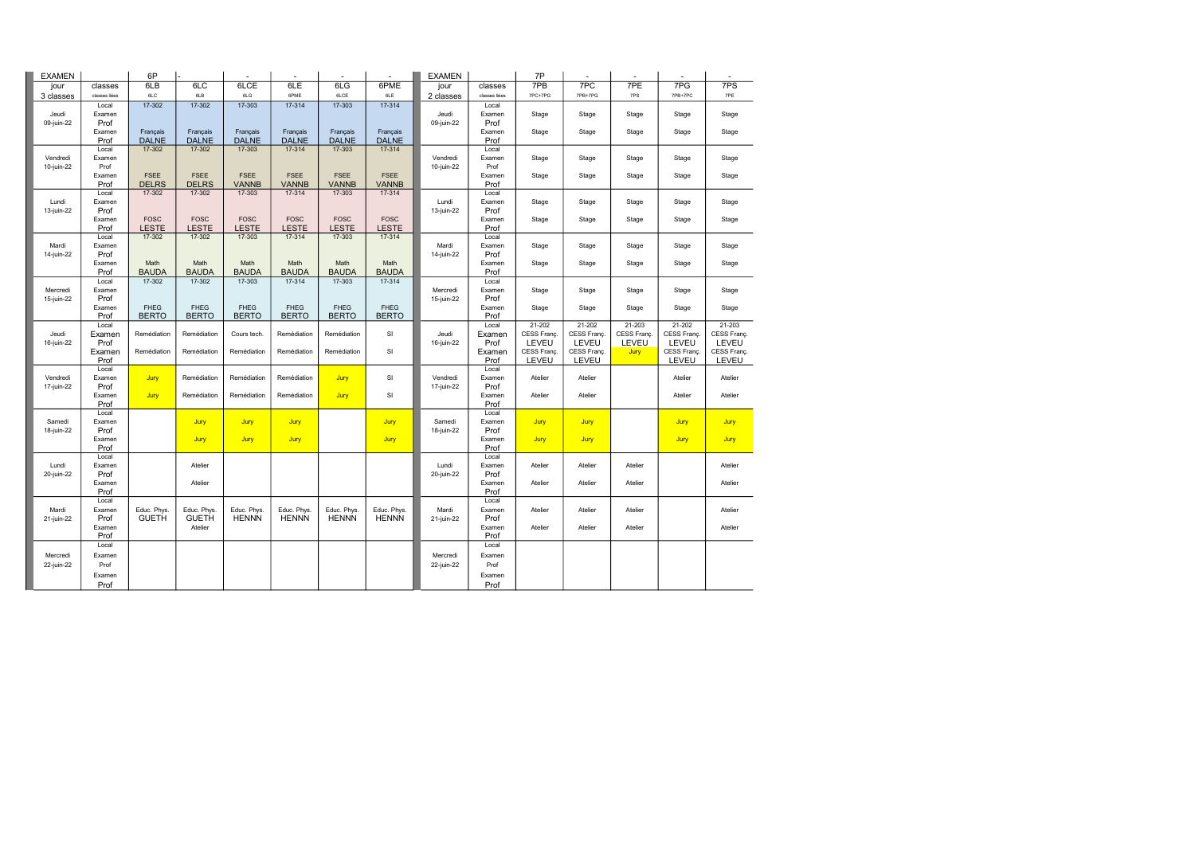| EXAMEN | | 6P | - | - | - | - | - |
|---|---|---|---|---|---|---|---|
| jour | classes | 6LB | 6LC | 6LCE | 6LE | 6LG | 6PME |
| 3 classes | classes liées | 6LC | 6LB | 6LG | 6PME | 6LCE | 6LE |
| | Local | 17-302 | 17-302 | 17-303 | 17-314 | 17-303 | 17-314 |
| Jeudi | Examen | | | | | | |
| 09-juin-22 | Prof | | | | | | |
| | Examen | Français | Français | Français | Français | Français | Français |
| | Prof | DALNE | DALNE | DALNE | DALNE | DALNE | DALNE |
| | Local | 17-302 | 17-302 | 17-303 | 17-314 | 17-303 | 17-314 |
| Vendredi | Examen | | | | | | |
| 10-juin-22 | Prof | | | | | | |
| | Examen | FSEE | FSEE | FSEE | FSEE | FSEE | FSEE |
| | Prof | DELRS | DELRS | VANNB | VANNB | VANNB | VANNB |
| | Local | 17-302 | 17-302 | 17-303 | 17-314 | 17-303 | 17-314 |
| Lundi | Examen | | | | | | |
| 13-juin-22 | Prof | | | | | | |
| | Examen | FOSC | FOSC | FOSC | FOSC | FOSC | FOSC |
| | Prof | LESTE | LESTE | LESTE | LESTE | LESTE | LESTE |
| | Local | 17-302 | 17-302 | 17-303 | 17-314 | 17-303 | 17-314 |
| Mardi | Examen | | | | | | |
| 14-juin-22 | Prof | | | | | | |
| | Examen | Math | Math | Math | Math | Math | Math |
| | Prof | BAUDA | BAUDA | BAUDA | BAUDA | BAUDA | BAUDA |
| | Local | 17-302 | 17-302 | 17-303 | 17-314 | 17-303 | 17-314 |
| Mercredi | Examen | | | | | | |
| 15-juin-22 | Prof | | | | | | |
| | Examen | FHEG | FHEG | FHEG | FHEG | FHEG | FHEG |
| | Prof | BERTO | BERTO | BERTO | BERTO | BERTO | BERTO |
| | Local | | | | | | |
| Jeudi | Examen | Remédiation | Remédiation | Cours tech. | Remédiation | Remédiation | SI |
| 16-juin-22 | Prof | | | | | | |
| | Examen | Remédiation | Remédiation | Remédiation | Remédiation | Remédiation | SI |
| | Prof | | | | | | |
| | Local | | | | | | |
| Vendredi | Examen | Jury | Remédiation | Remédiation | Remédiation | Jury | SI |
| 17-juin-22 | Prof | | | | | | |
| | Examen | Jury | Remédiation | Remédiation | Remédiation | Jury | SI |
| | Prof | | | | | | |
| | Local | | | | | | |
| Samedi | Examen | | Jury | Jury | Jury | | Jury |
| 18-juin-22 | Prof | | | | | | |
| | Examen | | Jury | Jury | Jury | | Jury |
| | Prof | | | | | | |
| | Local | | | | | | |
| Lundi | Examen | | Atelier | | | | |
| 20-juin-22 | Prof | | | | | | |
| | Examen | | Atelier | | | | |
| | Prof | | | | | | |
| | Local | | | | | | |
| Mardi | Examen | Educ. Phys. | Educ. Phys. | Educ. Phys. | Educ. Phys. | Educ. Phys. | Educ. Phys. |
| 21-juin-22 | Prof | GUETH | GUETH | HENNN | HENNN | HENNN | HENNN |
| | Examen | | Atelier | | | | |
| | Prof | | | | | | |
| | Local | | | | | | |
| Mercredi | Examen | | | | | | |
| 22-juin-22 | Prof | | | | | | |
| | Examen | | | | | | |
| | Prof | | | | | | |

| EXAMEN | | 7P | - | - | - | - |
|---|---|---|---|---|---|---|
| jour | classes | 7PB | 7PC | 7PE | 7PG | 7PS |
| 2 classes | classes liées | 7PC+7PG | 7PB+7PG | 7PS | 7PB+7PC | 7PE |
| | Local | | | | | |
| Jeudi | Examen | Stage | Stage | Stage | Stage | Stage |
| 09-juin-22 | Prof | | | | | |
| | Examen | Stage | Stage | Stage | Stage | Stage |
| | Prof | | | | | |
| | Local | | | | | |
| Vendredi | Examen | Stage | Stage | Stage | Stage | Stage |
| 10-juin-22 | Prof | | | | | |
| | Examen | Stage | Stage | Stage | Stage | Stage |
| | Prof | | | | | |
| | Local | | | | | |
| Lundi | Examen | Stage | Stage | Stage | Stage | Stage |
| 13-juin-22 | Prof | | | | | |
| | Examen | Stage | Stage | Stage | Stage | Stage |
| | Prof | | | | | |
| | Local | | | | | |
| Mardi | Examen | Stage | Stage | Stage | Stage | Stage |
| 14-juin-22 | Prof | | | | | |
| | Examen | Stage | Stage | Stage | Stage | Stage |
| | Prof | | | | | |
| | Local | | | | | |
| Mercredi | Examen | Stage | Stage | Stage | Stage | Stage |
| 15-juin-22 | Prof | | | | | |
| | Examen | Stage | Stage | Stage | Stage | Stage |
| | Prof | | | | | |
| | Local | 21-202 | 21-202 | 21-203 | 21-202 | 21-203 |
| Jeudi | Examen | CESS Franç. | CESS Franç. | CESS Franç. | CESS Franç. | CESS Franç. |
| 16-juin-22 | Prof | LEVEU | LEVEU | LEVEU | LEVEU | LEVEU |
| | Examen | CESS Franç. | CESS Franç. | Jury | CESS Franç. | CESS Franç. |
| | Prof | LEVEU | LEVEU | | LEVEU | LEVEU |
| | Local | | | | | |
| Vendredi | Examen | Atelier | Atelier | | Atelier | Atelier |
| 17-juin-22 | Prof | | | | | |
| | Examen | Atelier | Atelier | | Atelier | Atelier |
| | Prof | | | | | |
| | Local | | | | | |
| Samedi | Examen | Jury | Jury | | Jury | Jury |
| 18-juin-22 | Prof | | | | | |
| | Examen | Jury | Jury | | Jury | Jury |
| | Prof | | | | | |
| | Local | | | | | |
| Lundi | Examen | Atelier | Atelier | Atelier | | Atelier |
| 20-juin-22 | Prof | | | | | |
| | Examen | Atelier | Atelier | Atelier | | Atelier |
| | Prof | | | | | |
| | Local | | | | | |
| Mardi | Examen | Atelier | Atelier | Atelier | | Atelier |
| 21-juin-22 | Prof | | | | | |
| | Examen | Atelier | Atelier | Atelier | | Atelier |
| | Prof | | | | | |
| | Local | | | | | |
| Mercredi | Examen | | | | | |
| 22-juin-22 | Prof | | | | | |
| | Examen | | | | | |
| | Prof | | | | | |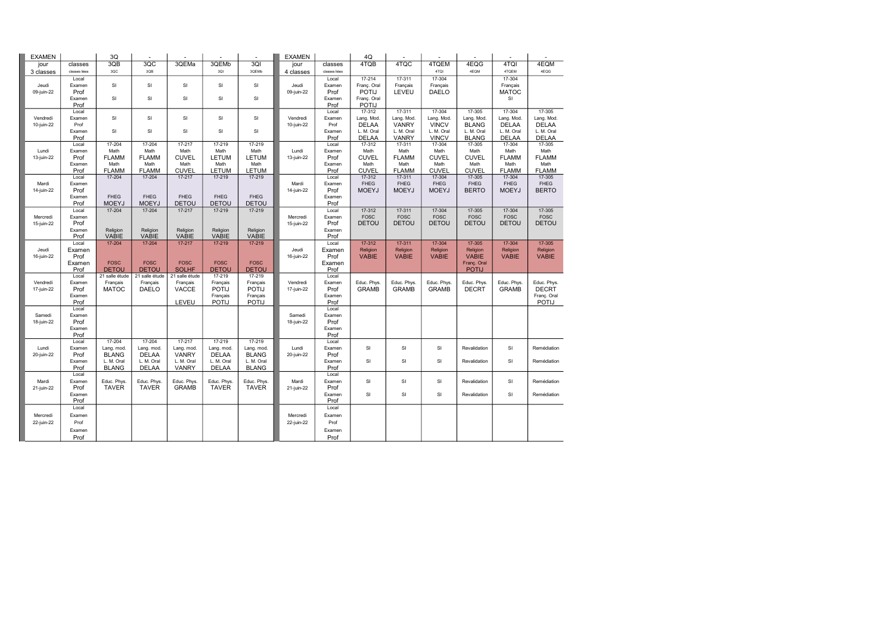| EXAMEN | | 3Q | - | - | - | - |
|---|---|---|---|---|---|---|
| jour | classes | 3QB | 3QC | 3QEMa | 3QEMb | 3QI |
| 3 classes | classes liées | 3QC | 3QB | | 3QI | 3QEMb |
| | Local | | | | | |
| Jeudi | Examen | SI | SI | SI | SI | SI |
| 09-juin-22 | Prof | | | | | |
| | Examen | SI | SI | SI | SI | SI |
| | Prof | | | | | |
| | Local | | | | | |
| Vendredi | Examen | SI | SI | SI | SI | SI |
| 10-juin-22 | Prof | | | | | |
| | Examen | SI | SI | SI | SI | SI |
| | Prof | | | | | |
| | Local | 17-204 | 17-204 | 17-217 | 17-219 | 17-219 |
| Lundi | Examen | Math | Math | Math | Math | Math |
| 13-juin-22 | Prof | FLAMM | FLAMM | CUVEL | LETUM | LETUM |
| | Examen | Math | Math | Math | Math | Math |
| | Prof | FLAMM | FLAMM | CUVEL | LETUM | LETUM |
| | Local | 17-204 | 17-204 | 17-217 | 17-219 | 17-219 |
| Mardi | Examen | | | | | |
| 14-juin-22 | Prof | | | | | |
| | Examen | FHEG | FHEG | FHEG | FHEG | FHEG |
| | Prof | MOEYJ | MOEYJ | DETOU | DETOU | DETOU |
| | Local | 17-204 | 17-204 | 17-217 | 17-219 | 17-219 |
| Mercredi | Examen | | | | | |
| 15-juin-22 | Prof | | | | | |
| | Examen | Religion | Religion | Religion | Religion | Religion |
| | Prof | VABIE | VABIE | VABIE | VABIE | VABIE |
| | Local | 17-204 | 17-204 | 17-217 | 17-219 | 17-219 |
| Jeudi | Examen | | | | | |
| 16-juin-22 | Prof | | | | | |
| | Examen | FOSC | FOSC | FOSC | FOSC | FOSC |
| | Prof | DETOU | DETOU | SOLHF | DETOU | DETOU |
| | Local | 21 salle étude | 21 salle étude | 21 salle étude | 17-219 | 17-219 |
| Vendredi | Examen | Français | Français | Français | Français | Français |
| 17-juin-22 | Prof | MATOC | DAELO | VACCE | POTIJ | POTIJ |
| | Examen | | | | Français | Français |
| | Prof | | | LEVEU | POTIJ | POTIJ |
| | Local | | | | | |
| Samedi | Examen | | | | | |
| 18-juin-22 | Prof | | | | | |
| | Examen | | | | | |
| | Prof | | | | | |
| | Local | 17-204 | 17-204 | 17-217 | 17-219 | 17-219 |
| Lundi | Examen | Lang. mod. | Lang. mod. | Lang. mod. | Lang. mod. | Lang. mod. |
| 20-juin-22 | Prof | BLANG | DELAA | VANRY | DELAA | BLANG |
| | Examen | L. M. Oral | L. M. Oral | L. M. Oral | L. M. Oral | L. M. Oral |
| | Prof | BLANG | DELAA | VANRY | DELAA | BLANG |
| | Local | | | | | |
| Mardi | Examen | Educ. Phys. | Educ. Phys. | Educ. Phys. | Educ. Phys. | Educ. Phys. |
| 21-juin-22 | Prof | TAVER | TAVER | GRAMB | TAVER | TAVER |
| | Examen | | | | | |
| | Prof | | | | | |
| | Local | | | | | |
| Mercredi | Examen | | | | | |
| 22-juin-22 | Prof | | | | | |
| | Examen | | | | | |
| | Prof | | | | | |

| EXAMEN | | 4Q | - | - | - | - | - |
|---|---|---|---|---|---|---|---|
| jour | classes | 4TQB | 4TQC | 4TQEM | 4EQG | 4TQI | 4EQM |
| 4 classes | classes liées | | | 4TQI | 4EQM | 4TQEM | 4EQG |
| | Local | 17-214 | 17-311 | 17-304 | | 17-304 | |
| Jeudi | Examen | Franç. Oral | Français | Français | | Français | |
| 09-juin-22 | Prof | POTIJ | LEVEU | DAELO | | MATOC | |
| | Examen | Franç. Oral | | | | SI | |
| | Prof | POTIJ | | | | | |
| | Local | 17-312 | 17-311 | 17-304 | 17-305 | 17-304 | 17-305 |
| Vendredi | Examen | Lang. Mod. | Lang. Mod. | Lang. Mod. | Lang. Mod. | Lang. Mod. | Lang. Mod. |
| 10-juin-22 | Prof | DELAA | VANRY | VINCV | BLANG | DELAA | DELAA |
| | Examen | L. M. Oral | L. M. Oral | L. M. Oral | L. M. Oral | L. M. Oral | L. M. Oral |
| | Prof | DELAA | VANRY | VINCV | BLANG | DELAA | DELAA |
| | Local | 17-312 | 17-311 | 17-304 | 17-305 | 17-304 | 17-305 |
| Lundi | Examen | Math | Math | Math | Math | Math | Math |
| 13-juin-22 | Prof | CUVEL | FLAMM | CUVEL | CUVEL | FLAMM | FLAMM |
| | Examen | Math | Math | Math | Math | Math | Math |
| | Prof | CUVEL | FLAMM | CUVEL | CUVEL | FLAMM | FLAMM |
| | Local | 17-312 | 17-311 | 17-304 | 17-305 | 17-304 | 17-305 |
| Mardi | Examen | FHEG | FHEG | FHEG | FHEG | FHEG | FHEG |
| 14-juin-22 | Prof | MOEYJ | MOEYJ | MOEYJ | BERTO | MOEYJ | BERTO |
| | Examen | | | | | | |
| | Prof | | | | | | |
| | Local | 17-312 | 17-311 | 17-304 | 17-305 | 17-304 | 17-305 |
| Mercredi | Examen | FOSC | FOSC | FOSC | FOSC | FOSC | FOSC |
| 15-juin-22 | Prof | DETOU | DETOU | DETOU | DETOU | DETOU | DETOU |
| | Examen | | | | | | |
| | Prof | | | | | | |
| | Local | 17-312 | 17-311 | 17-304 | 17-305 | 17-304 | 17-305 |
| Jeudi | Examen | Religion | Religion | Religion | Religion | Religion | Religion |
| 16-juin-22 | Prof | VABIE | VABIE | VABIE | VABIE | VABIE | VABIE |
| | Examen | | | | Franç. Oral | | |
| | Prof | | | | POTIJ | | |
| | Local | | | | | | |
| Vendredi | Examen | Educ. Phys. | Educ. Phys. | Educ. Phys. | Educ. Phys. | Educ. Phys. | Educ. Phys. |
| 17-juin-22 | Prof | GRAMB | GRAMB | GRAMB | DECRT | GRAMB | DECRT |
| | Examen | | | | | | Franç. Oral |
| | Prof | | | | | | POTIJ |
| | Local | | | | | | |
| Samedi | Examen | | | | | | |
| 18-juin-22 | Prof | | | | | | |
| | Examen | | | | | | |
| | Prof | | | | | | |
| | Local | | | | | | |
| Lundi | Examen | SI | SI | SI | Revalidation | SI | Remédiation |
| 20-juin-22 | Prof | | | | | | |
| | Examen | SI | SI | SI | Revalidation | SI | Remédiation |
| | Prof | | | | | | |
| | Local | | | | | | |
| Mardi | Examen | SI | SI | SI | Revalidation | SI | Remédiation |
| 21-juin-22 | Prof | | | | | | |
| | Examen | SI | SI | SI | Revalidation | SI | Remédiation |
| | Prof | | | | | | |
| | Local | | | | | | |
| Mercredi | Examen | | | | | | |
| 22-juin-22 | Prof | | | | | | |
| | Examen | | | | | | |
| | Prof | | | | | | |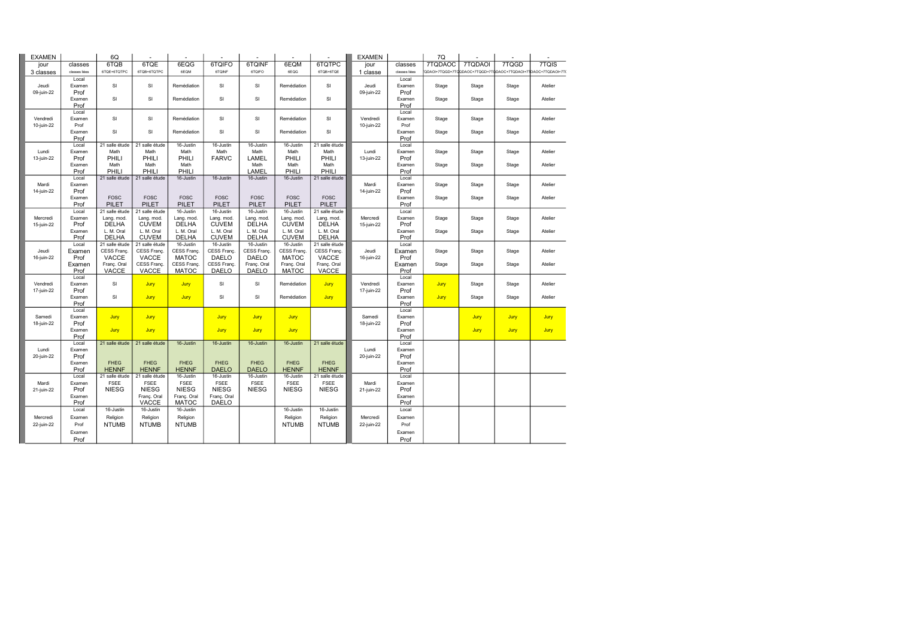| EXAMEN | | 6Q | - | - | - | - | - | - |
|---|---|---|---|---|---|---|---|---|
| jour | classes | 6TQB | 6TQE | 6EQG | 6TQIFO | 6TQINF | 6EQM | 6TQTPC |
| 3 classes | classes liées | 6TQE+6TQTPC | 6TQB+6TQTPC | 6EQM | 6TQINF | 6TQIFO | 6EQG | 6TQB+6TQE |
| | Local | | | | | | | |
| Jeudi | Examen | SI | SI | Remédiation | SI | SI | Remédiation | SI |
| 09-juin-22 | Prof | | | | | | | |
| | Examen | SI | SI | Remédiation | SI | SI | Remédiation | SI |
| | Prof | | | | | | | |
| | Local | | | | | | | |
| Vendredi | Examen | SI | SI | Remédiation | SI | SI | Remédiation | SI |
| 10-juin-22 | Prof | | | | | | | |
| | Examen | SI | SI | Remédiation | SI | SI | Remédiation | SI |
| | Prof | | | | | | | |
| | Local | 21 salle étude | 21 salle étude | 16-Justin | 16-Justin | 16-Justin | 16-Justin | 21 salle étude |
| Lundi | Examen | Math | Math | Math | Math | Math | Math | Math |
| 13-juin-22 | Prof | PHILI | PHILI | PHILI | FARVC | LAMEL | PHILI | PHILI |
| | Examen | Math | Math | Math | | Math | Math | Math |
| | Prof | PHILI | PHILI | PHILI | | LAMEL | PHILI | PHILI |
| | Local | 21 salle étude | 21 salle étude | 16-Justin | 16-Justin | 16-Justin | 16-Justin | 21 salle étude |
| Mardi | Examen | | | | | | | |
| 14-juin-22 | Prof | | | | | | | |
| | Examen | FOSC | FOSC | FOSC | FOSC | FOSC | FOSC | FOSC |
| | Prof | PILET | PILET | PILET | PILET | PILET | PILET | PILET |
| | Local | 21 salle étude | 21 salle étude | 16-Justin | 16-Justin | 16-Justin | 16-Justin | 21 salle étude |
| Mercredi | Examen | Lang. mod. | Lang. mod. | Lang. mod. | Lang. mod. | Lang. mod. | Lang. mod. | Lang. mod. |
| 15-juin-22 | Prof | DELHA | CUVEM | DELHA | CUVEM | DELHA | CUVEM | DELHA |
| | Examen | L. M. Oral | L. M. Oral | L. M. Oral | L. M. Oral | L. M. Oral | L. M. Oral | L. M. Oral |
| | Prof | DELHA | CUVEM | DELHA | CUVEM | DELHA | CUVEM | DELHA |
| | Local | 21 salle étude | 21 salle étude | 16-Justin | 16-Justin | 16-Justin | 16-Justin | 21 salle étude |
| Jeudi | Examen | CESS Franç. | CESS Franç. | CESS Franç. | CESS Franç. | CESS Franç. | CESS Franç. | CESS Franç. |
| 16-juin-22 | Prof | VACCE | VACCE | MATOC | DAELO | DAELO | MATOC | VACCE |
| | Examen | Franç. Oral | CESS Franç. | CESS Franç. | CESS Franç. | Franç. Oral | Franç. Oral | Franç. Oral |
| | Prof | VACCE | VACCE | MATOC | DAELO | DAELO | MATOC | VACCE |
| | Local | | | | | | | |
| Vendredi | Examen | SI | Jury | Jury | SI | SI | Remédiation | Jury |
| 17-juin-22 | Prof | | | | | | | |
| | Examen | SI | Jury | Jury | SI | SI | Remédiation | Jury |
| | Prof | | | | | | | |
| | Local | | | | | | | |
| Samedi | Examen | Jury | Jury | | Jury | Jury | Jury | |
| 18-juin-22 | Prof | | | | | | | |
| | Examen | Jury | Jury | | Jury | Jury | Jury | |
| | Prof | | | | | | | |
| | Local | 21 salle étude | 21 salle étude | 16-Justin | 16-Justin | 16-Justin | 16-Justin | 21 salle étude |
| Lundi | Examen | | | | | | | |
| 20-juin-22 | Prof | | | | | | | |
| | Examen | FHEG | FHEG | FHEG | FHEG | FHEG | FHEG | FHEG |
| | Prof | HENNF | HENNF | HENNF | DAELO | DAELO | HENNF | HENNF |
| | Local | 21 salle étude | 21 salle étude | 16-Justin | 16-Justin | 16-Justin | 16-Justin | 21 salle étude |
| Mardi | Examen | FSEE | FSEE | FSEE | FSEE | FSEE | FSEE | FSEE |
| 21-juin-22 | Prof | NIESG | NIESG | NIESG | NIESG | NIESG | NIESG | NIESG |
| | Examen | | Franç. Oral | Franç. Oral | Franç. Oral | | | |
| | Prof | | VACCE | MATOC | DAELO | | | |
| | Local | 16-Justin | 16-Justin | 16-Justin | | | 16-Justin | 16-Justin |
| Mercredi | Examen | Religion | Religion | Religion | | | Religion | Religion |
| 22-juin-22 | Prof | NTUMB | NTUMB | NTUMB | | | NTUMB | NTUMB |
| | Examen | | | | | | | |
| | Prof | | | | | | | |

| EXAMEN | | 7Q | - | - | - |
|---|---|---|---|---|---|
| jour | classes | 7TQDAOC | 7TQDAOI | 7TQGD | 7TQIS |
| 1 classe | classes liées | QDAOI+7TQGD+7TQ | DAOC+7TQGD+7TQ | DAOC+7TQDAOI+7T | DAOC+7TQDAOI+7T |
| | Local | | | | |
| Jeudi | Examen | Stage | Stage | Stage | Atelier |
| 09-juin-22 | Prof | | | | |
| | Examen | Stage | Stage | Stage | Atelier |
| | Prof | | | | |
| | Local | | | | |
| Vendredi | Examen | Stage | Stage | Stage | Atelier |
| 10-juin-22 | Prof | | | | |
| | Examen | Stage | Stage | Stage | Atelier |
| | Prof | | | | |
| | Local | | | | |
| Lundi | Examen | Stage | Stage | Stage | Atelier |
| 13-juin-22 | Prof | | | | |
| | Examen | Stage | Stage | Stage | Atelier |
| | Prof | | | | |
| | Local | | | | |
| Mardi | Examen | Stage | Stage | Stage | Atelier |
| 14-juin-22 | Prof | | | | |
| | Examen | Stage | Stage | Stage | Atelier |
| | Prof | | | | |
| | Local | | | | |
| Mercredi | Examen | Stage | Stage | Stage | Atelier |
| 15-juin-22 | Prof | | | | |
| | Examen | Stage | Stage | Stage | Atelier |
| | Prof | | | | |
| | Local | | | | |
| Jeudi | Examen | Stage | Stage | Stage | Atelier |
| 16-juin-22 | Prof | | | | |
| | Examen | Stage | Stage | Stage | Atelier |
| | Prof | | | | |
| | Local | | | | |
| Vendredi | Examen | Jury | Stage | Stage | Atelier |
| 17-juin-22 | Prof | | | | |
| | Examen | Jury | Stage | Stage | Atelier |
| | Prof | | | | |
| | Local | | | | |
| Samedi | Examen | | Jury | Jury | Jury |
| 18-juin-22 | Prof | | | | |
| | Examen | | Jury | Jury | Jury |
| | Prof | | | | |
| | Local | | | | |
| Lundi | Examen | | | | |
| 20-juin-22 | Prof | | | | |
| | Examen | | | | |
| | Prof | | | | |
| | Local | | | | |
| Mardi | Examen | | | | |
| 21-juin-22 | Prof | | | | |
| | Examen | | | | |
| | Prof | | | | |
| | Local | | | | |
| Mercredi | Examen | | | | |
| 22-juin-22 | Prof | | | | |
| | Examen | | | | |
| | Prof | | | | |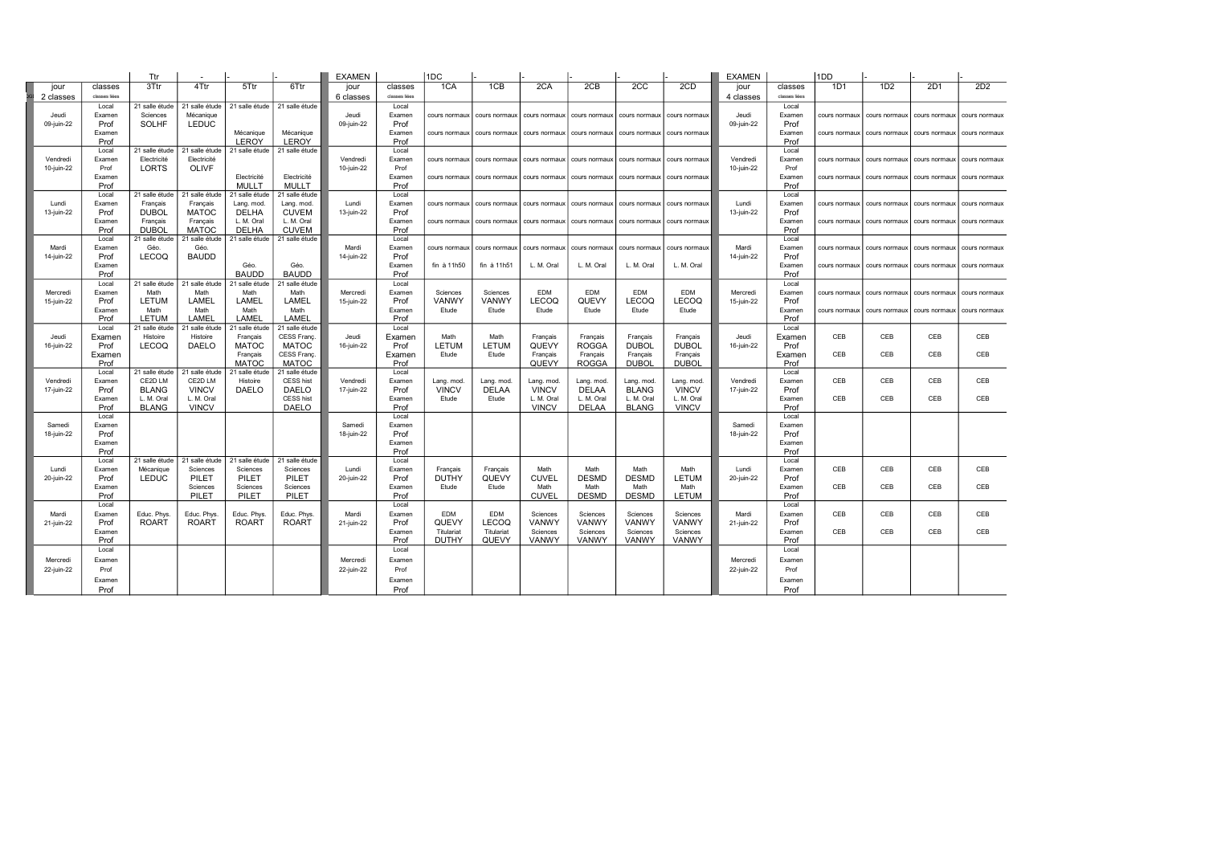| | | Ttr | - | - | - |
|---|---|---|---|---|---|
| jour | classes | 3Ttr | 4Ttr | 5Ttr | 6Ttr |
| 2 classes | classes liées | | | | |
| | Local | 21 salle étude | 21 salle étude | 21 salle étude | 21 salle étude |
| Jeudi | Examen | Sciences | Mécanique | | |
| 09-juin-22 | Prof | SOLHF | LEDUC | | |
| | Examen | | | Mécanique | Mécanique |
| | Prof | | | LEROY | LEROY |
| | Local | 21 salle étude | 21 salle étude | 21 salle étude | 21 salle étude |
| Vendredi | Examen | Electricité | Electricité | | |
| 10-juin-22 | Prof | LORTS | OLIVF | | |
| | Examen | | | Electricité | Electricité |
| | Prof | | | MULLT | MULLT |
| | Local | 21 salle étude | 21 salle étude | 21 salle étude | 21 salle étude |
| Lundi | Examen | Français | Français | Lang. mod. | Lang. mod. |
| 13-juin-22 | Prof | DUBOL | MATOC | DELHA | CUVEM |
| | Examen | Français | Français | L. M. Oral | L. M. Oral |
| | Prof | DUBOL | MATOC | DELHA | CUVEM |
| | Local | 21 salle étude | 21 salle étude | 21 salle étude | 21 salle étude |
| Mardi | Examen | Géo. | Géo. | | |
| 14-juin-22 | Prof | LECOQ | BAUDD | | |
| | Examen | | | Géo. | Géo. |
| | Prof | | | BAUDD | BAUDD |
| | Local | 21 salle étude | 21 salle étude | 21 salle étude | 21 salle étude |
| Mercredi | Examen | Math | Math | Math | Math |
| 15-juin-22 | Prof | LETUM | LAMEL | LAMEL | LAMEL |
| | Examen | Math | Math | Math | Math |
| | Prof | LETUM | LAMEL | LAMEL | LAMEL |
| | Local | 21 salle étude | 21 salle étude | 21 salle étude | 21 salle étude |
| Jeudi | Examen | Histoire | Histoire | Français | CESS Franç. |
| 16-juin-22 | Prof | LECOQ | DAELO | MATOC | MATOC |
| | Examen | | | Français | CESS Franç. |
| | Prof | | | MATOC | MATOC |
| | Local | 21 salle étude | 21 salle étude | 21 salle étude | 21 salle étude |
| Vendredi | Examen | CE2D LM | CE2D LM | Histoire | CESS hist |
| 17-juin-22 | Prof | BLANG | VINCV | DAELO | DAELO |
| | Examen | L. M. Oral | L. M. Oral | | CESS hist |
| | Prof | BLANG | VINCV | | DAELO |
| | Local | | | | |
| Samedi | Examen | | | | |
| 18-juin-22 | Prof | | | | |
| | Examen | | | | |
| | Prof | | | | |
| | Local | 21 salle étude | 21 salle étude | 21 salle étude | 21 salle étude |
| Lundi | Examen | Mécanique | Sciences | Sciences | Sciences |
| 20-juin-22 | Prof | LEDUC | PILET | PILET | PILET |
| | Examen | | Sciences | Sciences | Sciences |
| | Prof | | PILET | PILET | PILET |
| | Local | | | | |
| Mardi | Examen | Educ. Phys. | Educ. Phys. | Educ. Phys. | Educ. Phys. |
| 21-juin-22 | Prof | ROART | ROART | ROART | ROART |
| | Examen | | | | |
| | Prof | | | | |
| | Local | | | | |
| Mercredi | Examen | | | | |
| 22-juin-22 | Prof | | | | |
| | Examen | | | | |
| | Prof | | | | |

| EXAMEN | | 1DC | - | - | - | - | - |
|---|---|---|---|---|---|---|---|
| jour | classes | 1CA | 1CB | 2CA | 2CB | 2CC | 2CD |
| 6 classes | classes liées | | | | | | |
| | Local | | | | | | |
| Jeudi | Examen | cours normaux | cours normaux | cours normaux | cours normaux | cours normaux | cours normaux |
| 09-juin-22 | Prof | | | | | | |
| | Examen | cours normaux | cours normaux | cours normaux | cours normaux | cours normaux | cours normaux |
| | Prof | | | | | | |
| | Local | | | | | | |
| Vendredi | Examen | cours normaux | cours normaux | cours normaux | cours normaux | cours normaux | cours normaux |
| 10-juin-22 | Prof | | | | | | |
| | Examen | cours normaux | cours normaux | cours normaux | cours normaux | cours normaux | cours normaux |
| | Prof | | | | | | |
| | Local | | | | | | |
| Lundi | Examen | cours normaux | cours normaux | cours normaux | cours normaux | cours normaux | cours normaux |
| 13-juin-22 | Prof | | | | | | |
| | Examen | cours normaux | cours normaux | cours normaux | cours normaux | cours normaux | cours normaux |
| | Prof | | | | | | |
| | Local | | | | | | |
| Mardi | Examen | cours normaux | cours normaux | cours normaux | cours normaux | cours normaux | cours normaux |
| 14-juin-22 | Prof | | | | | | |
| | Examen | fin à 11h50 | fin à 11h51 | L. M. Oral | L. M. Oral | L. M. Oral | L. M. Oral |
| | Prof | | | | | | |
| | Local | | | | | | |
| Mercredi | Examen | Sciences | Sciences | EDM | EDM | EDM | EDM |
| 15-juin-22 | Prof | VANWY | VANWY | LECOQ | QUEVY | LECOQ | LECOQ |
| | Examen | Etude | Etude | Etude | Etude | Etude | Etude |
| | Prof | | | | | | |
| | Local | | | | | | |
| Jeudi | Examen | Math | Math | Français | Français | Français | Français |
| 16-juin-22 | Prof | LETUM | LETUM | QUEVY | ROGGA | DUBOL | DUBOL |
| | Examen | Etude | Etude | Français | Français | Français | Français |
| | Prof | | | QUEVY | ROGGA | DUBOL | DUBOL |
| | Local | | | | | | |
| Vendredi | Examen | Lang. mod. | Lang. mod. | Lang. mod. | Lang. mod. | Lang. mod. | Lang. mod. |
| 17-juin-22 | Prof | VINCV | DELAA | VINCV | DELAA | BLANG | VINCV |
| | Examen | Etude | Etude | L. M. Oral | L. M. Oral | L. M. Oral | L. M. Oral |
| | Prof | | | VINCV | DELAA | BLANG | VINCV |
| | Local | | | | | | |
| Samedi | Examen | | | | | | |
| 18-juin-22 | Prof | | | | | | |
| | Examen | | | | | | |
| | Prof | | | | | | |
| | Local | | | | | | |
| Lundi | Examen | Français | Français | Math | Math | Math | Math |
| 20-juin-22 | Prof | DUTHY | QUEVY | CUVEL | DESMD | DESMD | LETUM |
| | Examen | Etude | Etude | Math | Math | Math | Math |
| | Prof | | | CUVEL | DESMD | DESMD | LETUM |
| | Local | | | | | | |
| Mardi | Examen | EDM | EDM | Sciences | Sciences | Sciences | Sciences |
| 21-juin-22 | Prof | QUEVY | LECOQ | VANWY | VANWY | VANWY | VANWY |
| | Examen | Titulariat | Titulariat | Sciences | Sciences | Sciences | Sciences |
| | Prof | DUTHY | QUEVY | VANWY | VANWY | VANWY | VANWY |
| | Local | | | | | | |
| Mercredi | Examen | | | | | | |
| 22-juin-22 | Prof | | | | | | |
| | Examen | | | | | | |
| | Prof | | | | | | |

| EXAMEN | | 1DD | - | - | - |
|---|---|---|---|---|---|
| jour | classes | 1D1 | 1D2 | 2D1 | 2D2 |
| 4 classes | classes liées | | | | |
| | Local | | | | |
| Jeudi | Examen | cours normaux | cours normaux | cours normaux | cours normaux |
| 09-juin-22 | Prof | | | | |
| | Examen | cours normaux | cours normaux | cours normaux | cours normaux |
| | Prof | | | | |
| | Local | | | | |
| Vendredi | Examen | cours normaux | cours normaux | cours normaux | cours normaux |
| 10-juin-22 | Prof | | | | |
| | Examen | cours normaux | cours normaux | cours normaux | cours normaux |
| | Prof | | | | |
| | Local | | | | |
| Lundi | Examen | cours normaux | cours normaux | cours normaux | cours normaux |
| 13-juin-22 | Prof | | | | |
| | Examen | cours normaux | cours normaux | cours normaux | cours normaux |
| | Prof | | | | |
| | Local | | | | |
| Mardi | Examen | cours normaux | cours normaux | cours normaux | cours normaux |
| 14-juin-22 | Prof | | | | |
| | Examen | cours normaux | cours normaux | cours normaux | cours normaux |
| | Prof | | | | |
| | Local | | | | |
| Mercredi | Examen | cours normaux | cours normaux | cours normaux | cours normaux |
| 15-juin-22 | Prof | | | | |
| | Examen | cours normaux | cours normaux | cours normaux | cours normaux |
| | Prof | | | | |
| | Local | | | | |
| Jeudi | Examen | CEB | CEB | CEB | CEB |
| 16-juin-22 | Prof | | | | |
| | Examen | CEB | CEB | CEB | CEB |
| | Prof | | | | |
| | Local | | | | |
| Vendredi | Examen | CEB | CEB | CEB | CEB |
| 17-juin-22 | Prof | | | | |
| | Examen | CEB | CEB | CEB | CEB |
| | Prof | | | | |
| | Local | | | | |
| Samedi | Examen | | | | |
| 18-juin-22 | Prof | | | | |
| | Examen | | | | |
| | Prof | | | | |
| | Local | | | | |
| Lundi | Examen | CEB | CEB | CEB | CEB |
| 20-juin-22 | Prof | | | | |
| | Examen | CEB | CEB | CEB | CEB |
| | Prof | | | | |
| | Local | | | | |
| Mardi | Examen | CEB | CEB | CEB | CEB |
| 21-juin-22 | Prof | | | | |
| | Examen | CEB | CEB | CEB | CEB |
| | Prof | | | | |
| | Local | | | | |
| Mercredi | Examen | | | | |
| 22-juin-22 | Prof | | | | |
| | Examen | | | | |
| | Prof | | | | |